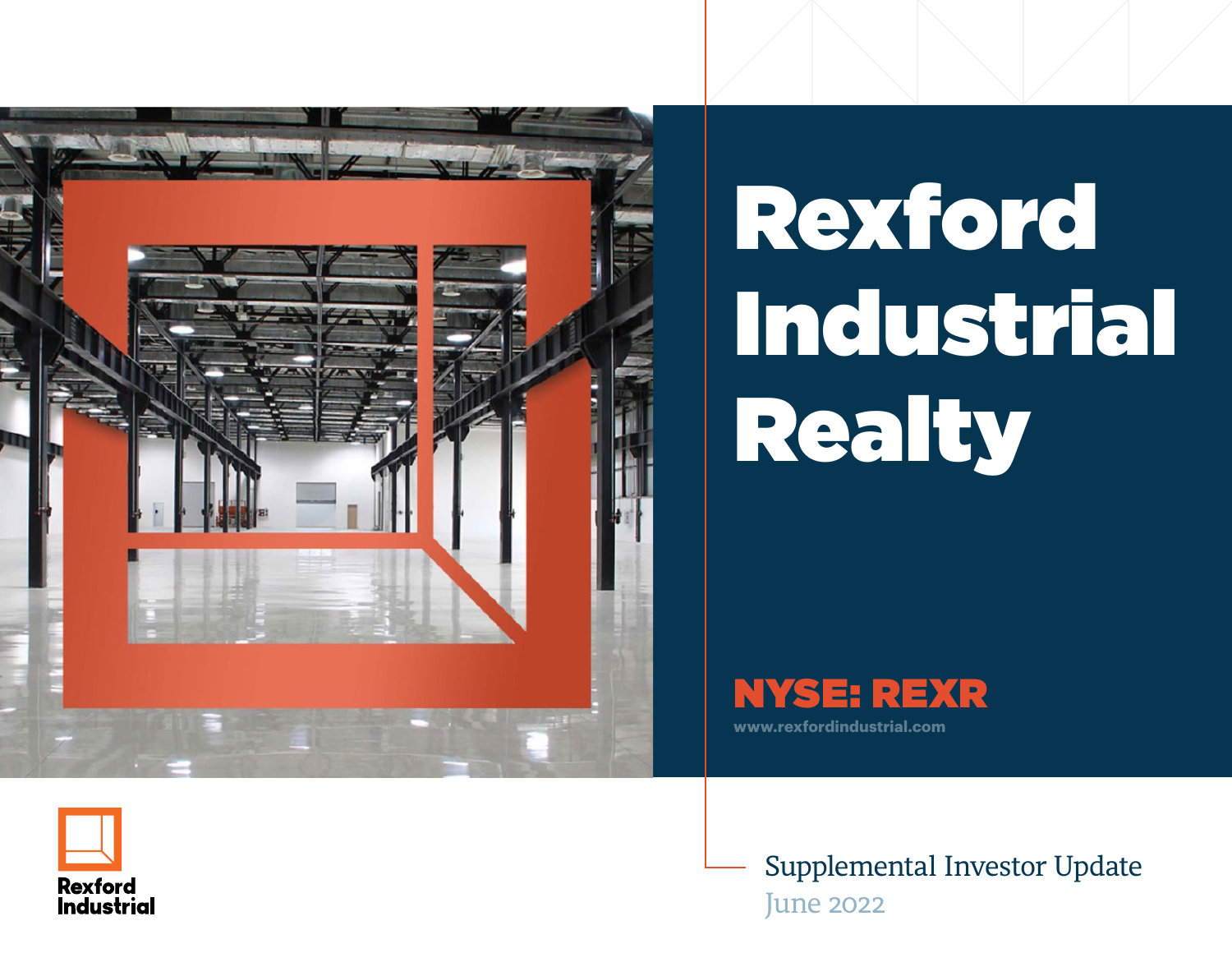# Rexford Industrial Realty

**NYSE: REXR**

www.rexfordindustrial.com

Rexford Industrial

Supplemental Investor Update

June 2022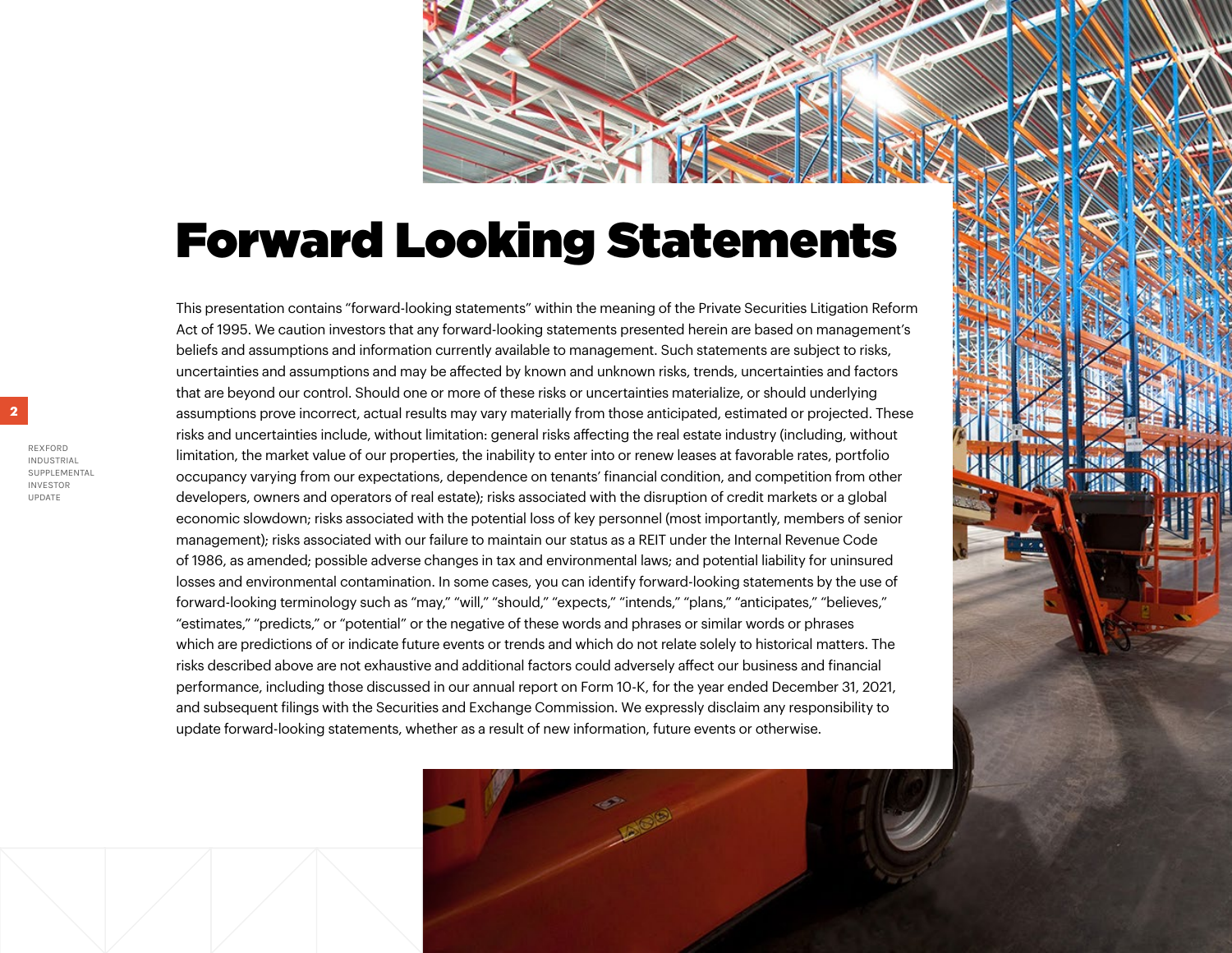# Forward Looking Statements

This presentation contains “forward-looking statements” within the meaning of the Private Securities Litigation Reform Act of 1995. We caution investors that any forward-looking statements presented herein are based on management’s beliefs and assumptions and information currently available to management. Such statements are subject to risks, uncertainties and assumptions and may be affected by known and unknown risks, trends, uncertainties and factors that are beyond our control. Should one or more of these risks or uncertainties materialize, or should underlying assumptions prove incorrect, actual results may vary materially from those anticipated, estimated or projected. These risks and uncertainties include, without limitation: general risks affecting the real estate industry (including, without limitation, the market value of our properties, the inability to enter into or renew leases at favorable rates, portfolio occupancy varying from our expectations, dependence on tenants’ financial condition, and competition from other developers, owners and operators of real estate); risks associated with the disruption of credit markets or a global economic slowdown; risks associated with the potential loss of key personnel (most importantly, members of senior management); risks associated with our failure to maintain our status as a REIT under the Internal Revenue Code of 1986, as amended; possible adverse changes in tax and environmental laws; and potential liability for uninsured losses and environmental contamination. In some cases, you can identify forward-looking statements by the use of forward-looking terminology such as “may,” “will,” “should,” “expects,” “intends,” “plans,” “anticipates,” “believes,” “estimates,” “predicts,” or “potential” or the negative of these words and phrases or similar words or phrases which are predictions of or indicate future events or trends and which do not relate solely to historical matters. The risks described above are not exhaustive and additional factors could adversely affect our business and financial performance, including those discussed in our annual report on Form 10-K, for the year ended December 31, 2021, and subsequent filings with the Securities and Exchange Commission. We expressly disclaim any responsibility to update forward-looking statements, whether as a result of new information, future events or otherwise.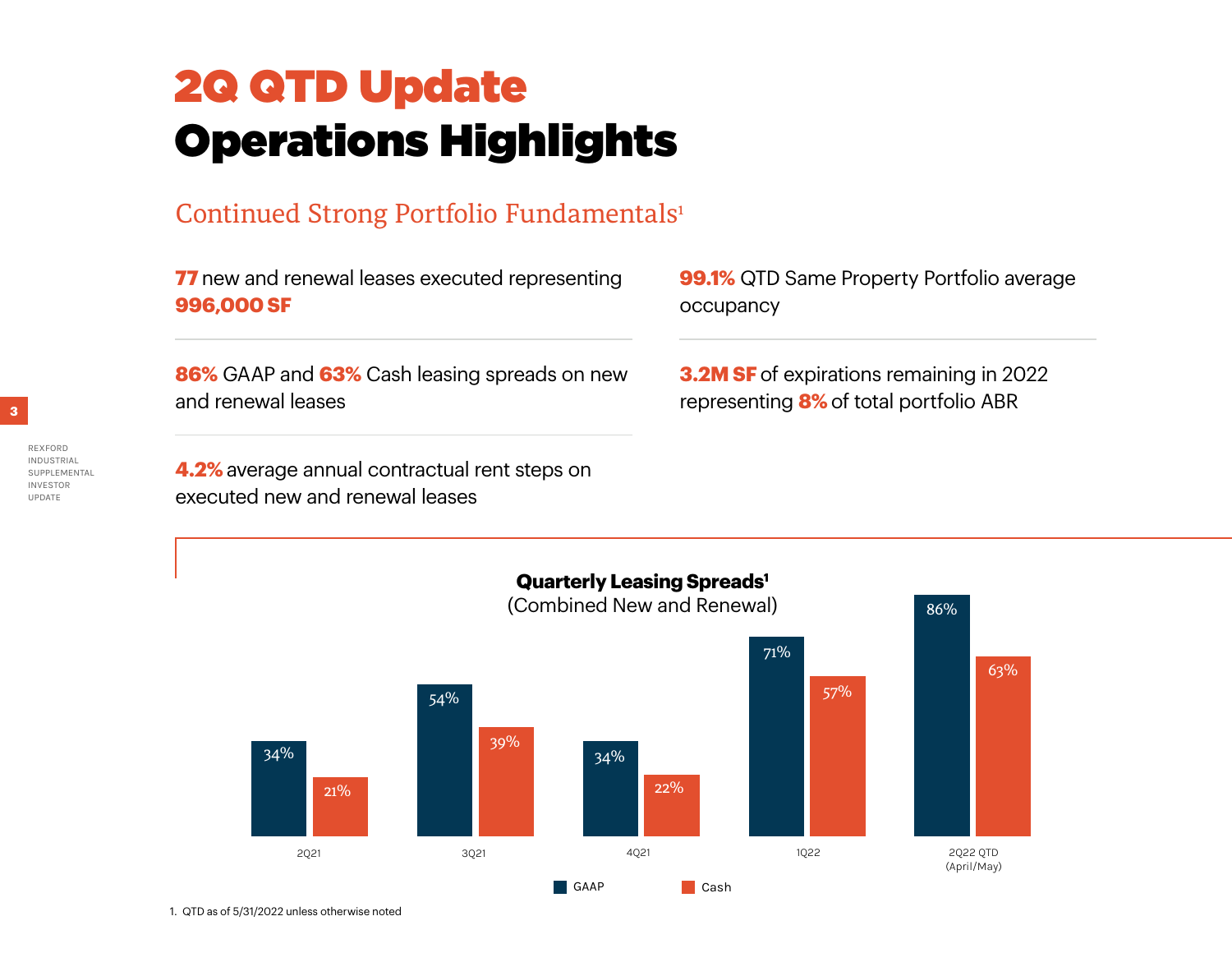# 2Q QTD Update

# Operations Highlights

## Continued Strong Portfolio Fundamentals[1]

**77** new and renewal leases executed representing **996,000 SF**

**86%** GAAP and **63%** Cash leasing spreads on new and renewal leases

**4.2%** average annual contractual rent steps on executed new and renewal leases

**99.1%** QTD Same Property Portfolio average occupancy

**3.2M SF** of expirations remaining in 2022 representing **8%** of total portfolio ABR

### Quarterly Leasing Spreads[1]
(Combined New and Renewal)

| | 2Q21 | 3Q21 | 4Q21 | 1Q22 | 2Q22 QTD (April/May) |
|---|---|---|---|---|---|
| GAAP | 34% | 54% | 34% | 71% | 86% |
| Cash | 21% | 39% | 22% | 57% | 63% |

1. QTD as of 5/31/2022 unless otherwise noted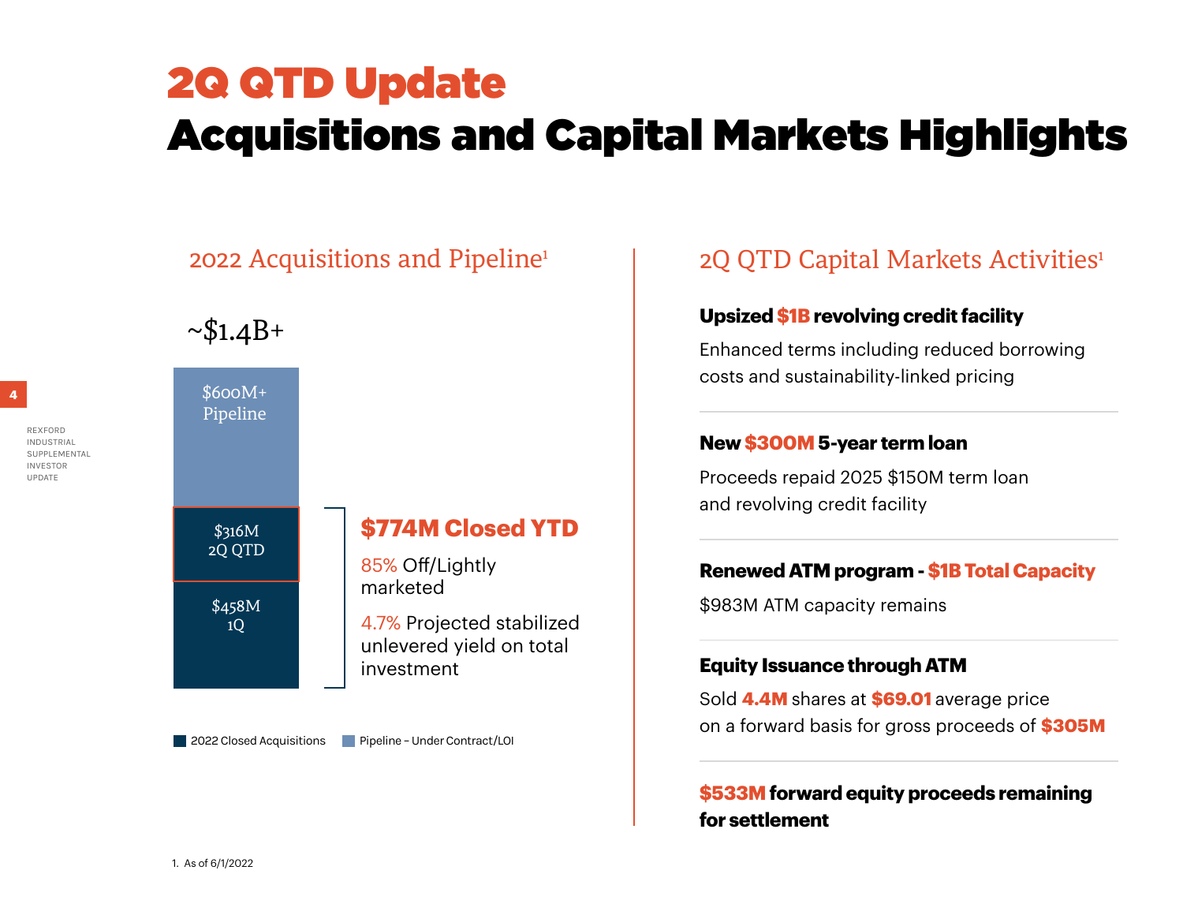# 2Q QTD Update

# Acquisitions and Capital Markets Highlights

## 2022 Acquisitions and Pipeline[1]

~$1.4B+

- $600M+ Pipeline
- $316M 2Q QTD
- $458M 1Q

**$774M Closed YTD**

85% Off/Lightly marketed

4.7% Projected stabilized unlevered yield on total investment

2022 Closed Acquisitions | Pipeline – Under Contract/LOI

## 2Q QTD Capital Markets Activities[1]

**Upsized $1B revolving credit facility**

Enhanced terms including reduced borrowing costs and sustainability-linked pricing

**New $300M 5-year term loan**

Proceeds repaid 2025 $150M term loan and revolving credit facility

**Renewed ATM program - $1B Total Capacity**

$983M ATM capacity remains

**Equity Issuance through ATM**

Sold **4.4M** shares at **$69.01** average price on a forward basis for gross proceeds of **$305M**

**$533M forward equity proceeds remaining for settlement**

1. As of 6/1/2022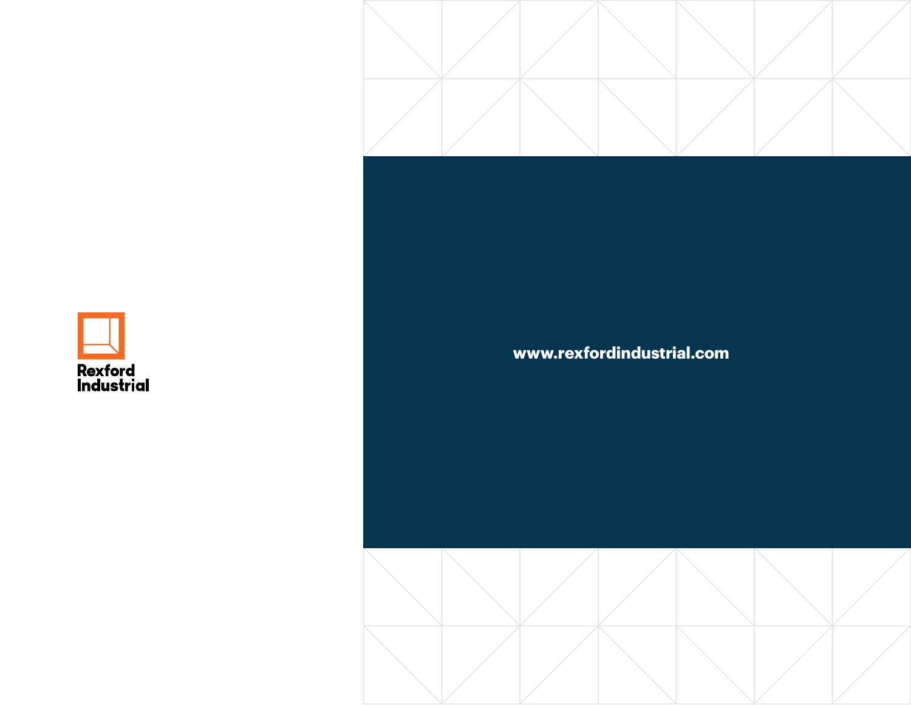Rexford Industrial

www.rexfordindustrial.com